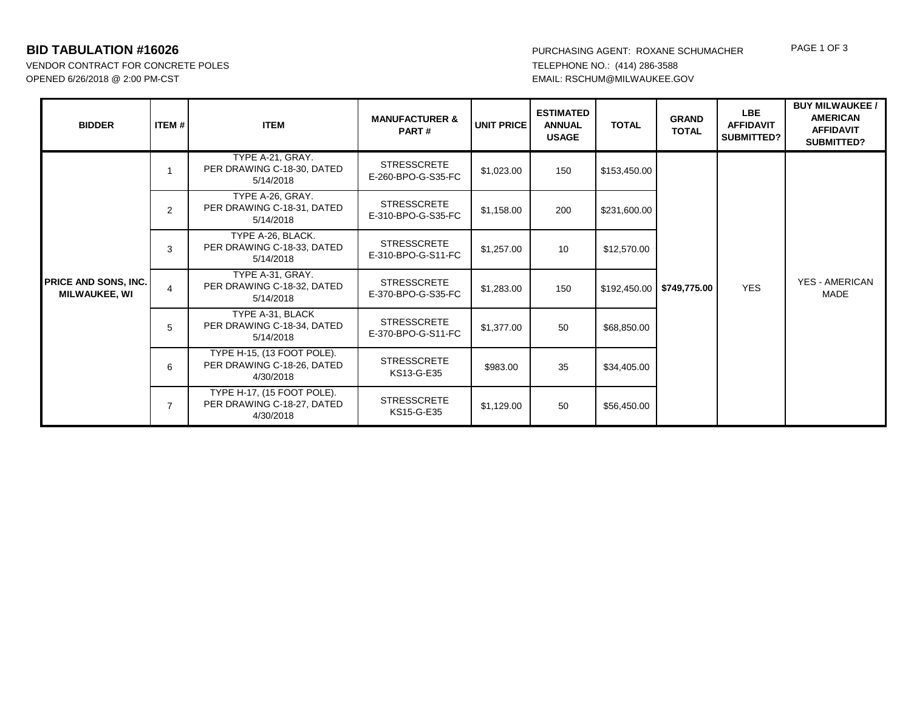# BID TABULATION #16026

VENDOR CONTRACT FOR CONCRETE POLES
OPENED 6/26/2018 @ 2:00 PM-CST

PURCHASING AGENT: ROXANE SCHUMACHER
TELEPHONE NO.: (414) 286-3588
EMAIL: RSCHUM@MILWAUKEE.GOV

| BIDDER | ITEM # | ITEM | MANUFACTURER & PART # | UNIT PRICE | ESTIMATED ANNUAL USAGE | TOTAL | GRAND TOTAL | LBE AFFIDAVIT SUBMITTED? | BUY MILWAUKEE / AMERICAN AFFIDAVIT SUBMITTED? |
|---|---|---|---|---|---|---|---|---|---|
| **PRICE AND SONS, INC. MILWAUKEE, WI** | 1 | TYPE A-21, GRAY. PER DRAWING C-18-30, DATED 5/14/2018 | STRESSCRETE E-260-BPO-G-S35-FC | $1,023.00 | 150 | $153,450.00 | **$749,775.00** | YES | YES - AMERICAN MADE |
| | 2 | TYPE A-26, GRAY. PER DRAWING C-18-31, DATED 5/14/2018 | STRESSCRETE E-310-BPO-G-S35-FC | $1,158.00 | 200 | $231,600.00 | | | |
| | 3 | TYPE A-26, BLACK. PER DRAWING C-18-33, DATED 5/14/2018 | STRESSCRETE E-310-BPO-G-S11-FC | $1,257.00 | 10 | $12,570.00 | | | |
| | 4 | TYPE A-31, GRAY. PER DRAWING C-18-32, DATED 5/14/2018 | STRESSCRETE E-370-BPO-G-S35-FC | $1,283.00 | 150 | $192,450.00 | | | |
| | 5 | TYPE A-31, BLACK PER DRAWING C-18-34, DATED 5/14/2018 | STRESSCRETE E-370-BPO-G-S11-FC | $1,377.00 | 50 | $68,850.00 | | | |
| | 6 | TYPE H-15, (13 FOOT POLE). PER DRAWING C-18-26, DATED 4/30/2018 | STRESSCRETE KS13-G-E35 | $983.00 | 35 | $34,405.00 | | | |
| | 7 | TYPE H-17, (15 FOOT POLE). PER DRAWING C-18-27, DATED 4/30/2018 | STRESSCRETE KS15-G-E35 | $1,129.00 | 50 | $56,450.00 | | | |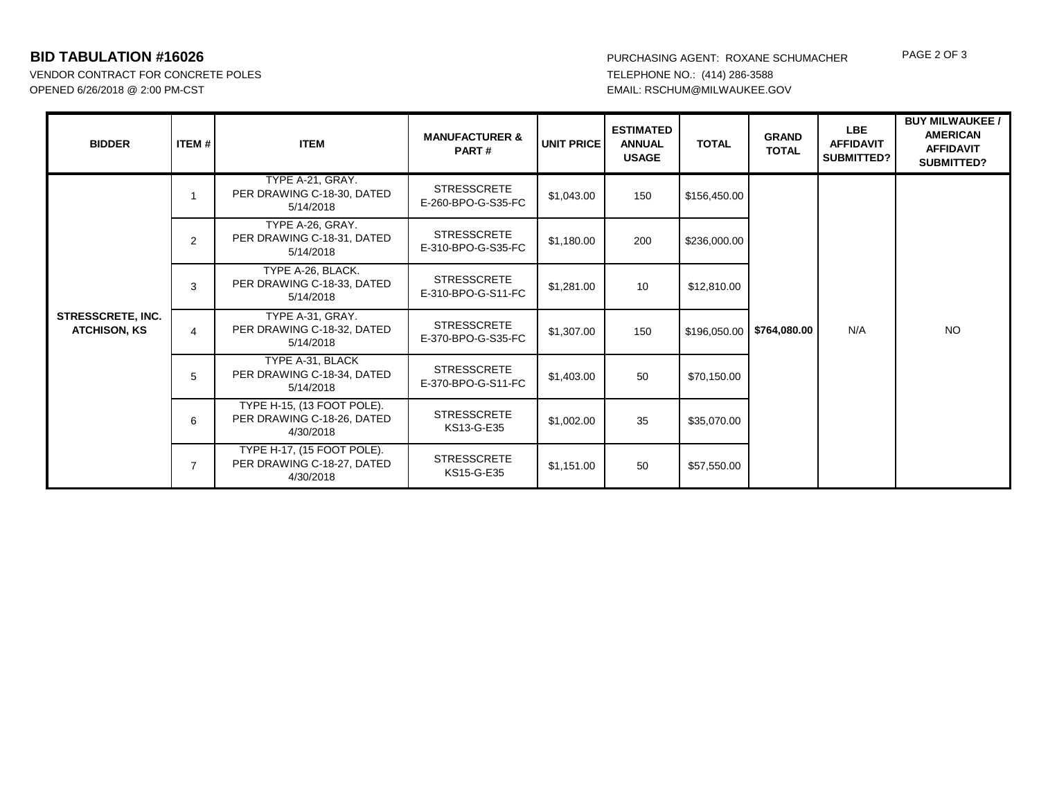# BID TABULATION #16026

VENDOR CONTRACT FOR CONCRETE POLES
OPENED 6/26/2018 @ 2:00 PM-CST

PURCHASING AGENT: ROXANE SCHUMACHER
TELEPHONE NO.: (414) 286-3588
EMAIL: RSCHUM@MILWAUKEE.GOV

| BIDDER | ITEM # | ITEM | MANUFACTURER & PART # | UNIT PRICE | ESTIMATED ANNUAL USAGE | TOTAL | GRAND TOTAL | LBE AFFIDAVIT SUBMITTED? | BUY MILWAUKEE / AMERICAN AFFIDAVIT SUBMITTED? |
|---|---|---|---|---|---|---|---|---|---|
| **STRESSCRETE, INC. ATCHISON, KS** | 1 | TYPE A-21, GRAY. PER DRAWING C-18-30, DATED 5/14/2018 | STRESSCRETE E-260-BPO-G-S35-FC | $1,043.00 | 150 | $156,450.00 | **$764,080.00** | N/A | NO |
| | 2 | TYPE A-26, GRAY. PER DRAWING C-18-31, DATED 5/14/2018 | STRESSCRETE E-310-BPO-G-S35-FC | $1,180.00 | 200 | $236,000.00 | | | |
| | 3 | TYPE A-26, BLACK. PER DRAWING C-18-33, DATED 5/14/2018 | STRESSCRETE E-310-BPO-G-S11-FC | $1,281.00 | 10 | $12,810.00 | | | |
| | 4 | TYPE A-31, GRAY. PER DRAWING C-18-32, DATED 5/14/2018 | STRESSCRETE E-370-BPO-G-S35-FC | $1,307.00 | 150 | $196,050.00 | | | |
| | 5 | TYPE A-31, BLACK PER DRAWING C-18-34, DATED 5/14/2018 | STRESSCRETE E-370-BPO-G-S11-FC | $1,403.00 | 50 | $70,150.00 | | | |
| | 6 | TYPE H-15, (13 FOOT POLE). PER DRAWING C-18-26, DATED 4/30/2018 | STRESSCRETE KS13-G-E35 | $1,002.00 | 35 | $35,070.00 | | | |
| | 7 | TYPE H-17, (15 FOOT POLE). PER DRAWING C-18-27, DATED 4/30/2018 | STRESSCRETE KS15-G-E35 | $1,151.00 | 50 | $57,550.00 | | | |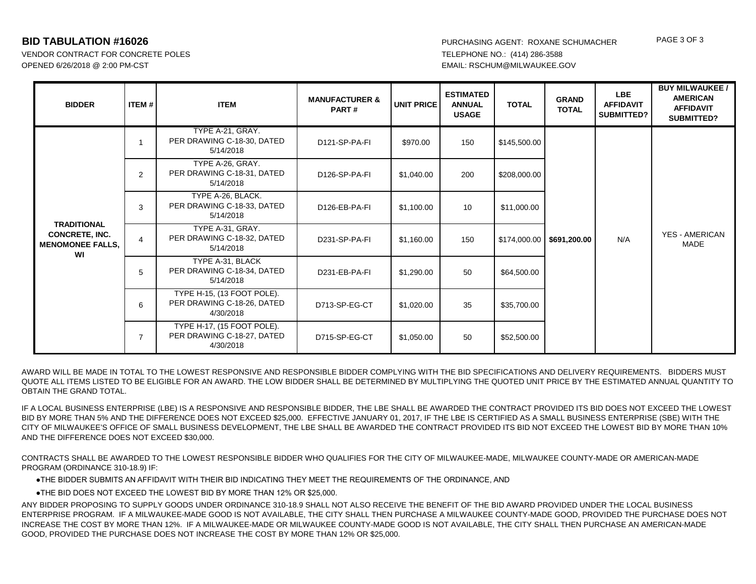## BID TABULATION #16026

VENDOR CONTRACT FOR CONCRETE POLES
OPENED 6/26/2018 @ 2:00 PM-CST

PURCHASING AGENT: ROXANE SCHUMACHER
TELEPHONE NO.: (414) 286-3588
EMAIL: RSCHUM@MILWAUKEE.GOV

| BIDDER | ITEM # | ITEM | MANUFACTURER & PART # | UNIT PRICE | ESTIMATED ANNUAL USAGE | TOTAL | GRAND TOTAL | LBE AFFIDAVIT SUBMITTED? | BUY MILWAUKEE / AMERICAN AFFIDAVIT SUBMITTED? |
|---|---|---|---|---|---|---|---|---|---|
| **TRADITIONAL CONCRETE, INC. MENOMONEE FALLS, WI** | 1 | TYPE A-21, GRAY. PER DRAWING C-18-30, DATED 5/14/2018 | D121-SP-PA-FI | $970.00 | 150 | $145,500.00 | $691,200.00 | N/A | YES - AMERICAN MADE |
| | 2 | TYPE A-26, GRAY. PER DRAWING C-18-31, DATED 5/14/2018 | D126-SP-PA-FI | $1,040.00 | 200 | $208,000.00 | | | |
| | 3 | TYPE A-26, BLACK. PER DRAWING C-18-33, DATED 5/14/2018 | D126-EB-PA-FI | $1,100.00 | 10 | $11,000.00 | | | |
| | 4 | TYPE A-31, GRAY. PER DRAWING C-18-32, DATED 5/14/2018 | D231-SP-PA-FI | $1,160.00 | 150 | $174,000.00 | | | |
| | 5 | TYPE A-31, BLACK PER DRAWING C-18-34, DATED 5/14/2018 | D231-EB-PA-FI | $1,290.00 | 50 | $64,500.00 | | | |
| | 6 | TYPE H-15, (13 FOOT POLE). PER DRAWING C-18-26, DATED 4/30/2018 | D713-SP-EG-CT | $1,020.00 | 35 | $35,700.00 | | | |
| | 7 | TYPE H-17, (15 FOOT POLE). PER DRAWING C-18-27, DATED 4/30/2018 | D715-SP-EG-CT | $1,050.00 | 50 | $52,500.00 | | | |

AWARD WILL BE MADE IN TOTAL TO THE LOWEST RESPONSIVE AND RESPONSIBLE BIDDER COMPLYING WITH THE BID SPECIFICATIONS AND DELIVERY REQUIREMENTS. BIDDERS MUST QUOTE ALL ITEMS LISTED TO BE ELIGIBLE FOR AN AWARD. THE LOW BIDDER SHALL BE DETERMINED BY MULTIPLYING THE QUOTED UNIT PRICE BY THE ESTIMATED ANNUAL QUANTITY TO OBTAIN THE GRAND TOTAL.

IF A LOCAL BUSINESS ENTERPRISE (LBE) IS A RESPONSIVE AND RESPONSIBLE BIDDER, THE LBE SHALL BE AWARDED THE CONTRACT PROVIDED ITS BID DOES NOT EXCEED THE LOWEST BID BY MORE THAN 5% AND THE DIFFERENCE DOES NOT EXCEED $25,000. EFFECTIVE JANUARY 01, 2017, IF THE LBE IS CERTIFIED AS A SMALL BUSINESS ENTERPRISE (SBE) WITH THE CITY OF MILWAUKEE'S OFFICE OF SMALL BUSINESS DEVELOPMENT, THE LBE SHALL BE AWARDED THE CONTRACT PROVIDED ITS BID NOT EXCEED THE LOWEST BID BY MORE THAN 10% AND THE DIFFERENCE DOES NOT EXCEED $30,000.

CONTRACTS SHALL BE AWARDED TO THE LOWEST RESPONSIBLE BIDDER WHO QUALIFIES FOR THE CITY OF MILWAUKEE-MADE, MILWAUKEE COUNTY-MADE OR AMERICAN-MADE PROGRAM (ORDINANCE 310-18.9) IF:

- THE BIDDER SUBMITS AN AFFIDAVIT WITH THEIR BID INDICATING THEY MEET THE REQUIREMENTS OF THE ORDINANCE, AND
- THE BID DOES NOT EXCEED THE LOWEST BID BY MORE THAN 12% OR $25,000.

ANY BIDDER PROPOSING TO SUPPLY GOODS UNDER ORDINANCE 310-18.9 SHALL NOT ALSO RECEIVE THE BENEFIT OF THE BID AWARD PROVIDED UNDER THE LOCAL BUSINESS ENTERPRISE PROGRAM. IF A MILWAUKEE-MADE GOOD IS NOT AVAILABLE, THE CITY SHALL THEN PURCHASE A MILWAUKEE COUNTY-MADE GOOD, PROVIDED THE PURCHASE DOES NOT INCREASE THE COST BY MORE THAN 12%. IF A MILWAUKEE-MADE OR MILWAUKEE COUNTY-MADE GOOD IS NOT AVAILABLE, THE CITY SHALL THEN PURCHASE AN AMERICAN-MADE GOOD, PROVIDED THE PURCHASE DOES NOT INCREASE THE COST BY MORE THAN 12% OR $25,000.